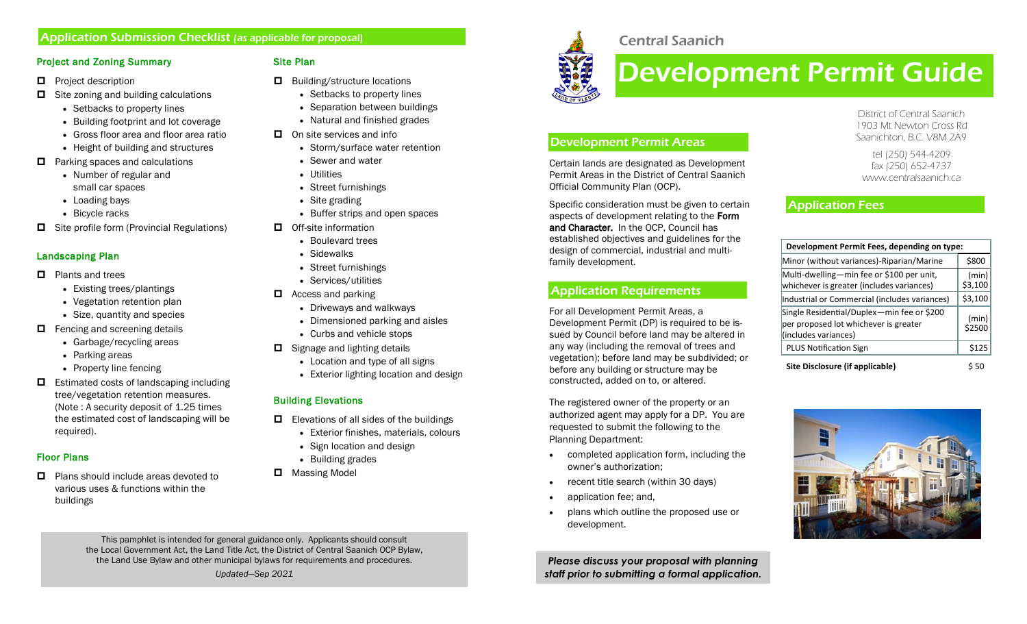## Application Submission Checklist (as applicable for proposal)

### Project and Zoning Summary

- Project description
- Site zoning and building calculations
  - Setbacks to property lines
  - Building footprint and lot coverage
  - Gross floor area and floor area ratio
  - Height of building and structures
- Parking spaces and calculations
  - Number of regular and small car spaces
  - Loading bays
  - Bicycle racks
- Site profile form (Provincial Regulations)

### Landscaping Plan

- Plants and trees
  - Existing trees/plantings
  - Vegetation retention plan
  - Size, quantity and species
- Fencing and screening details
  - Garbage/recycling areas
  - Parking areas
  - Property line fencing
- Estimated costs of landscaping including tree/vegetation retention measures. (Note : A security deposit of 1.25 times the estimated cost of landscaping will be required).

### Floor Plans

- Plans should include areas devoted to various uses & functions within the buildings

### Site Plan

- Building/structure locations
  - Setbacks to property lines
  - Separation between buildings
  - Natural and finished grades
- On site services and info
  - Storm/surface water retention
  - Sewer and water
  - Utilities
  - Street furnishings
  - Site grading
  - Buffer strips and open spaces
- Off-site information
  - Boulevard trees
  - Sidewalks
  - Street furnishings
  - Services/utilities
- Access and parking
  - Driveways and walkways
  - Dimensioned parking and aisles
  - Curbs and vehicle stops
- Signage and lighting details
  - Location and type of all signs
  - Exterior lighting location and design

### Building Elevations

- Elevations of all sides of the buildings
  - Exterior finishes, materials, colours
  - Sign location and design
  - Building grades
- Massing Model

This pamphlet is intended for general guidance only. Applicants should consult the Local Government Act, the Land Title Act, the District of Central Saanich OCP Bylaw, the Land Use Bylaw and other municipal bylaws for requirements and procedures.

*Updated—Sep 2021*

Central Saanich

# Development Permit Guide

District of Central Saanich
1903 Mt Newton Cross Rd
Saanichton, B.C. V8M 2A9

tel (250) 544-4209
fax (250) 652-4737
www.centralsaanich.ca

## Development Permit Areas

Certain lands are designated as Development Permit Areas in the District of Central Saanich Official Community Plan (OCP).

Specific consideration must be given to certain aspects of development relating to the **Form and Character.** In the OCP, Council has established objectives and guidelines for the design of commercial, industrial and multi-family development.

## Application Requirements

For all Development Permit Areas, a Development Permit (DP) is required to be issued by Council before land may be altered in any way (including the removal of trees and vegetation); before land may be subdivided; or before any building or structure may be constructed, added on to, or altered.

The registered owner of the property or an authorized agent may apply for a DP. You are requested to submit the following to the Planning Department:

- completed application form, including the owner's authorization;
- recent title search (within 30 days)
- application fee; and,
- plans which outline the proposed use or development.

***Please discuss your proposal with planning staff prior to submitting a formal application.***

## Application Fees

| Development Permit Fees, depending on type: | |
|---|---|
| Minor (without variances)-Riparian/Marine | $800 |
| Multi-dwelling—min fee or $100 per unit, whichever is greater (includes variances) | (min) $3,100 |
| Industrial or Commercial (includes variances) | $3,100 |
| Single Residential/Duplex—min fee or $200 per proposed lot whichever is greater (includes variances) | (min) $2500 |
| PLUS Notification Sign | $125 |
| **Site Disclosure (if applicable)** | $ 50 |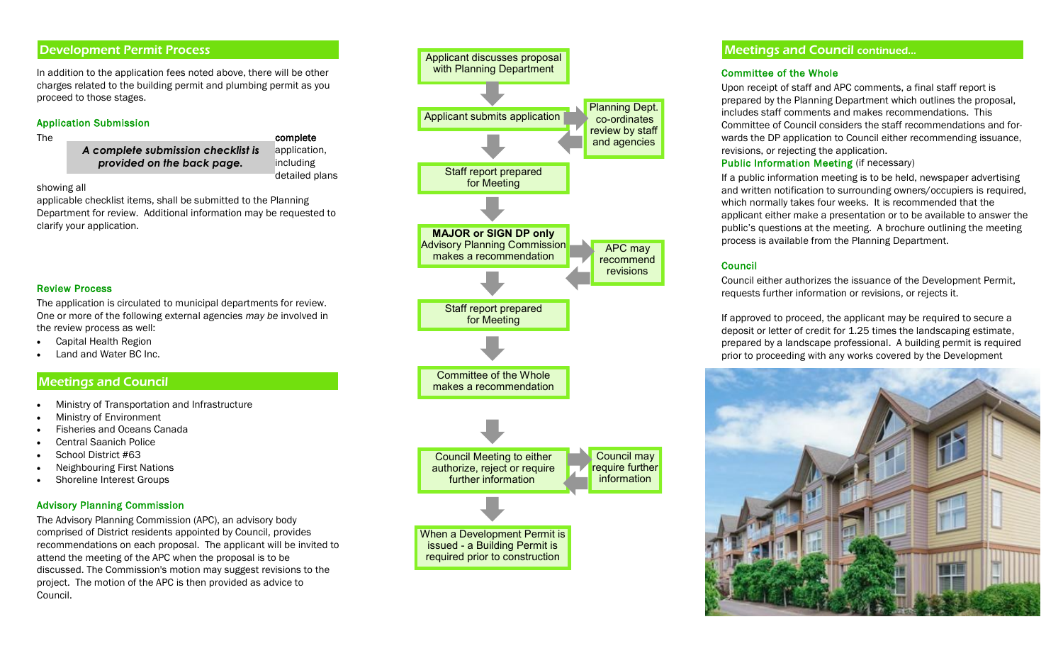## Development Permit Process

In addition to the application fees noted above, there will be other charges related to the building permit and plumbing permit as you proceed to those stages.

### Application Submission

***A complete submission checklist is provided on the back page.***

The **complete** application, including detailed plans showing all applicable checklist items, shall be submitted to the Planning Department for review. Additional information may be requested to clarify your application.

### Review Process

The application is circulated to municipal departments for review. One or more of the following external agencies *may be* involved in the review process as well:

- Capital Health Region
- Land and Water BC Inc.

## Meetings and Council

- Ministry of Transportation and Infrastructure
- Ministry of Environment
- Fisheries and Oceans Canada
- Central Saanich Police
- School District #63
- Neighbouring First Nations
- Shoreline Interest Groups

### Advisory Planning Commission

The Advisory Planning Commission (APC), an advisory body comprised of District residents appointed by Council, provides recommendations on each proposal. The applicant will be invited to attend the meeting of the APC when the proposal is to be discussed. The Commission's motion may suggest revisions to the project. The motion of the APC is then provided as advice to Council.

Applicant discusses proposal with Planning Department

Applicant submits application

Planning Dept. co-ordinates review by staff and agencies

Staff report prepared for Meeting

**MAJOR or SIGN DP only**
Advisory Planning Commission makes a recommendation

APC may recommend revisions

Staff report prepared for Meeting

Committee of the Whole makes a recommendation

Council Meeting to either authorize, reject or require further information

Council may require further information

When a Development Permit is issued - a Building Permit is required prior to construction

## Meetings and Council continued...

### Committee of the Whole

Upon receipt of staff and APC comments, a final staff report is prepared by the Planning Department which outlines the proposal, includes staff comments and makes recommendations. This Committee of Council considers the staff recommendations and forwards the DP application to Council either recommending issuance, revisions, or rejecting the application.

### Public Information Meeting (if necessary)

If a public information meeting is to be held, newspaper advertising and written notification to surrounding owners/occupiers is required, which normally takes four weeks. It is recommended that the applicant either make a presentation or to be available to answer the public's questions at the meeting. A brochure outlining the meeting process is available from the Planning Department.

### Council

Council either authorizes the issuance of the Development Permit, requests further information or revisions, or rejects it.

If approved to proceed, the applicant may be required to secure a deposit or letter of credit for 1.25 times the landscaping estimate, prepared by a landscape professional. A building permit is required prior to proceeding with any works covered by the Development